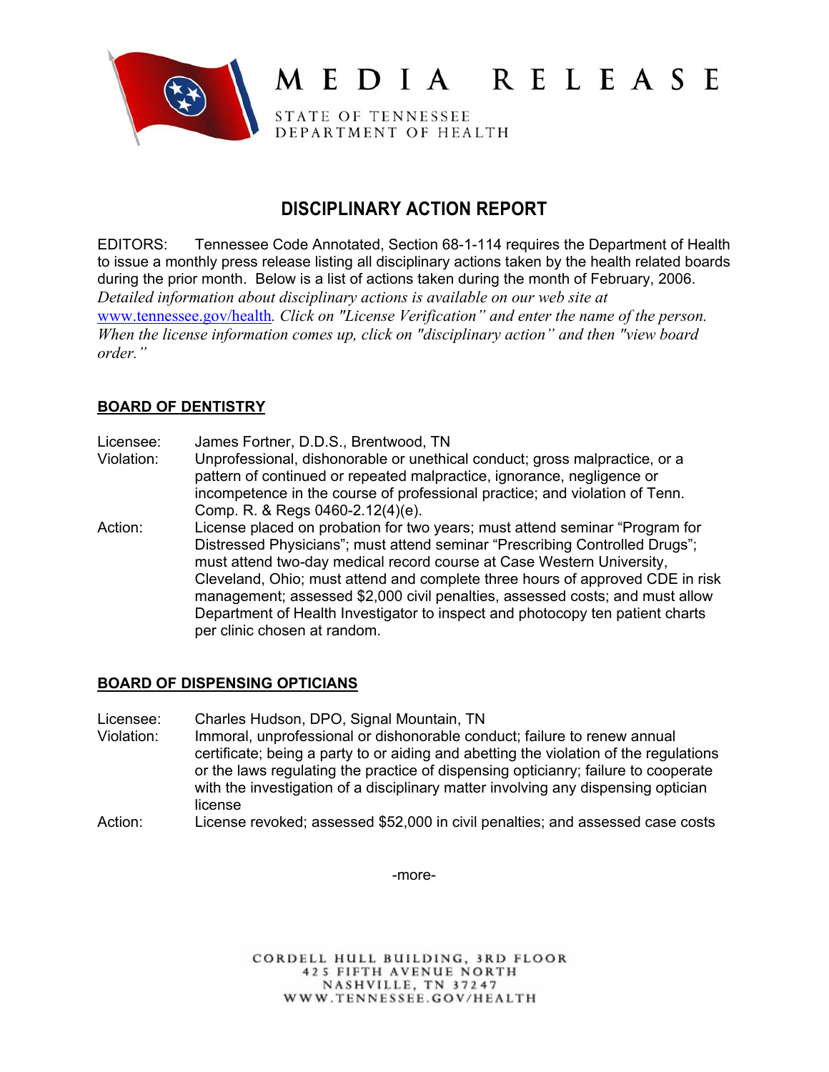# MEDIA RELEASE

STATE OF TENNESSEE
DEPARTMENT OF HEALTH

## DISCIPLINARY ACTION REPORT

EDITORS: Tennessee Code Annotated, Section 68-1-114 requires the Department of Health to issue a monthly press release listing all disciplinary actions taken by the health related boards during the prior month. Below is a list of actions taken during the month of February, 2006. *Detailed information about disciplinary actions is available on our web site at www.tennessee.gov/health. Click on "License Verification" and enter the name of the person. When the license information comes up, click on "disciplinary action" and then "view board order."*

### BOARD OF DENTISTRY

Licensee: James Fortner, D.D.S., Brentwood, TN

Violation: Unprofessional, dishonorable or unethical conduct; gross malpractice, or a pattern of continued or repeated malpractice, ignorance, negligence or incompetence in the course of professional practice; and violation of Tenn. Comp. R. & Regs 0460-2.12(4)(e).

Action: License placed on probation for two years; must attend seminar "Program for Distressed Physicians"; must attend seminar "Prescribing Controlled Drugs"; must attend two-day medical record course at Case Western University, Cleveland, Ohio; must attend and complete three hours of approved CDE in risk management; assessed $2,000 civil penalties, assessed costs; and must allow Department of Health Investigator to inspect and photocopy ten patient charts per clinic chosen at random.

### BOARD OF DISPENSING OPTICIANS

Licensee: Charles Hudson, DPO, Signal Mountain, TN

Violation: Immoral, unprofessional or dishonorable conduct; failure to renew annual certificate; being a party to or aiding and abetting the violation of the regulations or the laws regulating the practice of dispensing opticianry; failure to cooperate with the investigation of a disciplinary matter involving any dispensing optician license

Action: License revoked; assessed $52,000 in civil penalties; and assessed case costs

-more-

CORDELL HULL BUILDING, 3RD FLOOR
425 FIFTH AVENUE NORTH
NASHVILLE, TN 37247
WWW.TENNESSEE.GOV/HEALTH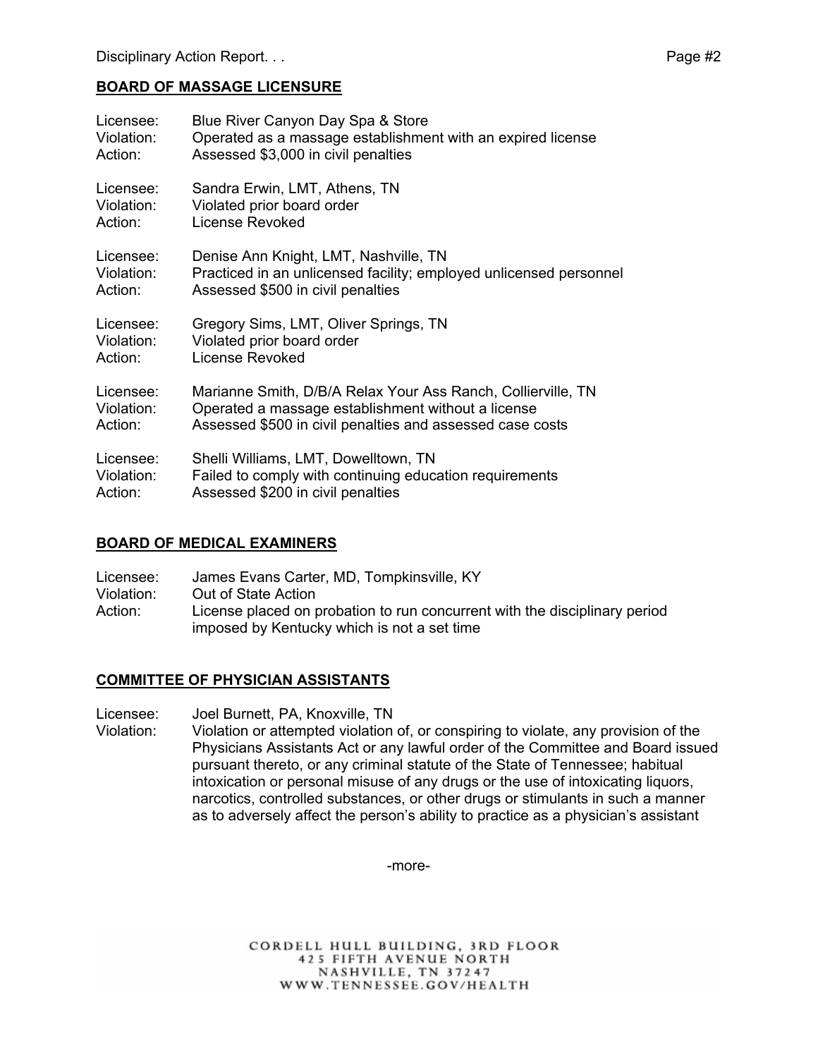## BOARD OF MASSAGE LICENSURE

Licensee: Blue River Canyon Day Spa & Store
Violation: Operated as a massage establishment with an expired license
Action: Assessed $3,000 in civil penalties

Licensee: Sandra Erwin, LMT, Athens, TN
Violation: Violated prior board order
Action: License Revoked

Licensee: Denise Ann Knight, LMT, Nashville, TN
Violation: Practiced in an unlicensed facility; employed unlicensed personnel
Action: Assessed $500 in civil penalties

Licensee: Gregory Sims, LMT, Oliver Springs, TN
Violation: Violated prior board order
Action: License Revoked

Licensee: Marianne Smith, D/B/A Relax Your Ass Ranch, Collierville, TN
Violation: Operated a massage establishment without a license
Action: Assessed $500 in civil penalties and assessed case costs

Licensee: Shelli Williams, LMT, Dowelltown, TN
Violation: Failed to comply with continuing education requirements
Action: Assessed $200 in civil penalties

## BOARD OF MEDICAL EXAMINERS

Licensee: James Evans Carter, MD, Tompkinsville, KY
Violation: Out of State Action
Action: License placed on probation to run concurrent with the disciplinary period imposed by Kentucky which is not a set time

## COMMITTEE OF PHYSICIAN ASSISTANTS

Licensee: Joel Burnett, PA, Knoxville, TN
Violation: Violation or attempted violation of, or conspiring to violate, any provision of the Physicians Assistants Act or any lawful order of the Committee and Board issued pursuant thereto, or any criminal statute of the State of Tennessee; habitual intoxication or personal misuse of any drugs or the use of intoxicating liquors, narcotics, controlled substances, or other drugs or stimulants in such a manner as to adversely affect the person's ability to practice as a physician's assistant

-more-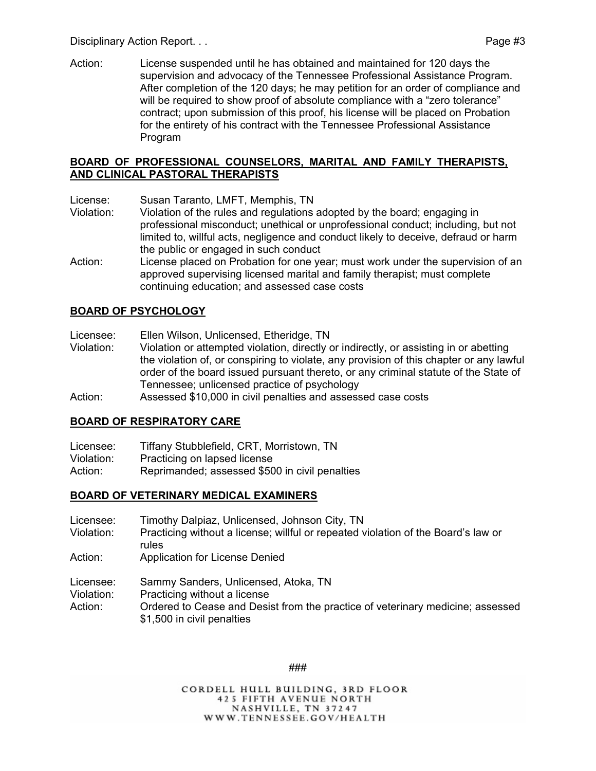Action: License suspended until he has obtained and maintained for 120 days the supervision and advocacy of the Tennessee Professional Assistance Program. After completion of the 120 days; he may petition for an order of compliance and will be required to show proof of absolute compliance with a "zero tolerance" contract; upon submission of this proof, his license will be placed on Probation for the entirety of his contract with the Tennessee Professional Assistance Program

## BOARD OF PROFESSIONAL COUNSELORS, MARITAL AND FAMILY THERAPISTS, AND CLINICAL PASTORAL THERAPISTS

License: Susan Taranto, LMFT, Memphis, TN

Violation: Violation of the rules and regulations adopted by the board; engaging in professional misconduct; unethical or unprofessional conduct; including, but not limited to, willful acts, negligence and conduct likely to deceive, defraud or harm the public or engaged in such conduct

Action: License placed on Probation for one year; must work under the supervision of an approved supervising licensed marital and family therapist; must complete continuing education; and assessed case costs

## BOARD OF PSYCHOLOGY

Licensee: Ellen Wilson, Unlicensed, Etheridge, TN

Violation: Violation or attempted violation, directly or indirectly, or assisting in or abetting the violation of, or conspiring to violate, any provision of this chapter or any lawful order of the board issued pursuant thereto, or any criminal statute of the State of Tennessee; unlicensed practice of psychology

Action: Assessed $10,000 in civil penalties and assessed case costs

## BOARD OF RESPIRATORY CARE

Licensee: Tiffany Stubblefield, CRT, Morristown, TN

Violation: Practicing on lapsed license

Action: Reprimanded; assessed $500 in civil penalties

## BOARD OF VETERINARY MEDICAL EXAMINERS

Licensee: Timothy Dalpiaz, Unlicensed, Johnson City, TN

Violation: Practicing without a license; willful or repeated violation of the Board's law or rules

Action: Application for License Denied

Licensee: Sammy Sanders, Unlicensed, Atoka, TN

Violation: Practicing without a license

Action: Ordered to Cease and Desist from the practice of veterinary medicine; assessed $1,500 in civil penalties

###

CORDELL HULL BUILDING, 3RD FLOOR
425 FIFTH AVENUE NORTH
NASHVILLE, TN 37247
WWW.TENNESSEE.GOV/HEALTH